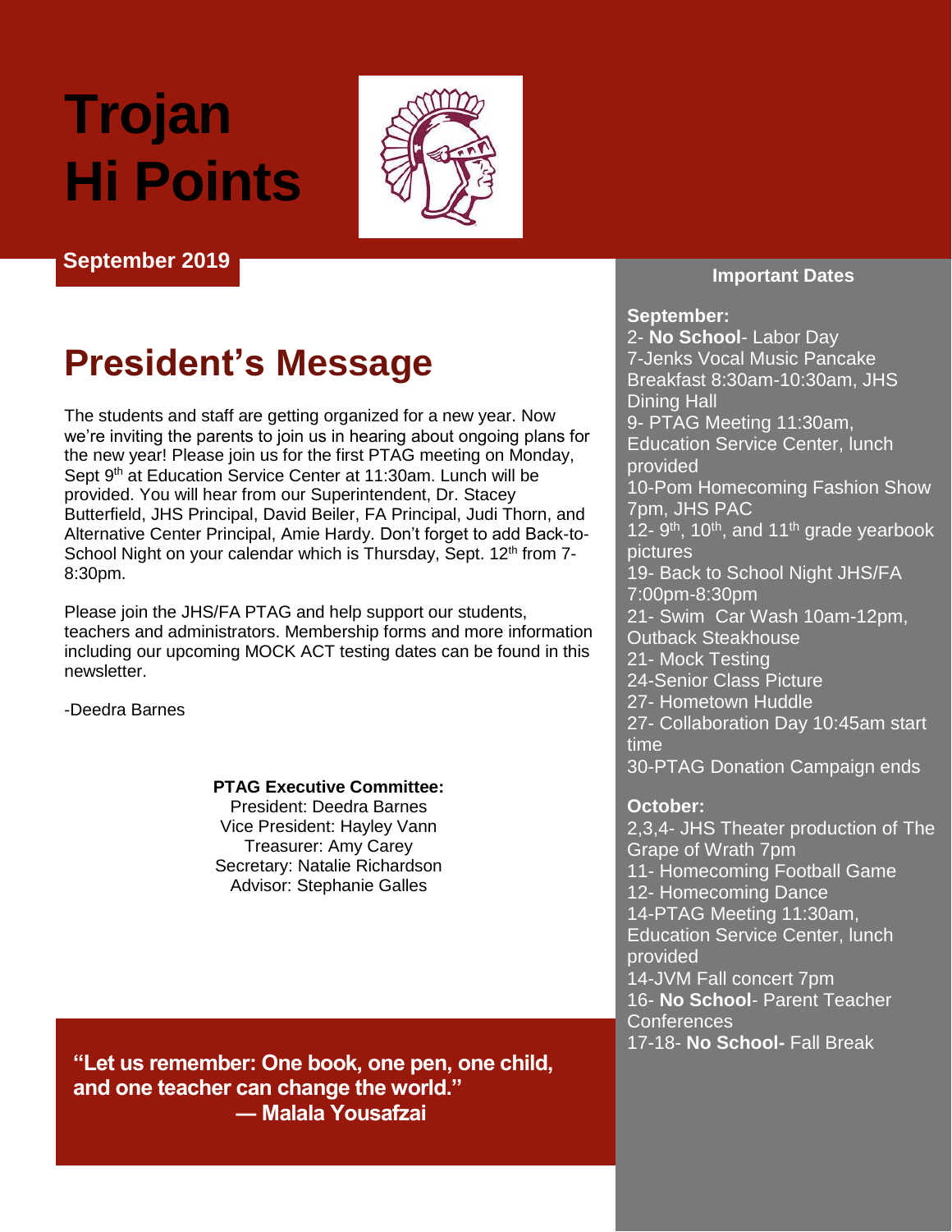# Trojan Hi Points

**September 2019**

## President's Message

The students and staff are getting organized for a new year. Now we're inviting the parents to join us in hearing about ongoing plans for the new year! Please join us for the first PTAG meeting on Monday, Sept 9th at Education Service Center at 11:30am. Lunch will be provided. You will hear from our Superintendent, Dr. Stacey Butterfield, JHS Principal, David Beiler, FA Principal, Judi Thorn, and Alternative Center Principal, Amie Hardy. Don't forget to add Back-to-School Night on your calendar which is Thursday, Sept. 12th from 7-8:30pm.

Please join the JHS/FA PTAG and help support our students, teachers and administrators. Membership forms and more information including our upcoming MOCK ACT testing dates can be found in this newsletter.

-Deedra Barnes

**PTAG Executive Committee:**
President: Deedra Barnes
Vice President: Hayley Vann
Treasurer: Amy Carey
Secretary: Natalie Richardson
Advisor: Stephanie Galles

**"Let us remember: One book, one pen, one child, and one teacher can change the world."**
**— Malala Yousafzai**

### Important Dates

**September:**
2- **No School**- Labor Day
7-Jenks Vocal Music Pancake Breakfast 8:30am-10:30am, JHS Dining Hall
9- PTAG Meeting 11:30am, Education Service Center, lunch provided
10-Pom Homecoming Fashion Show 7pm, JHS PAC
12- 9th, 10th, and 11th grade yearbook pictures
19- Back to School Night JHS/FA 7:00pm-8:30pm
21- Swim Car Wash 10am-12pm, Outback Steakhouse
21- Mock Testing
24-Senior Class Picture
27- Hometown Huddle
27- Collaboration Day 10:45am start time
30-PTAG Donation Campaign ends

**October:**
2,3,4- JHS Theater production of The Grape of Wrath 7pm
11- Homecoming Football Game
12- Homecoming Dance
14-PTAG Meeting 11:30am, Education Service Center, lunch provided
14-JVM Fall concert 7pm
16- **No School**- Parent Teacher Conferences
17-18- **No School-** Fall Break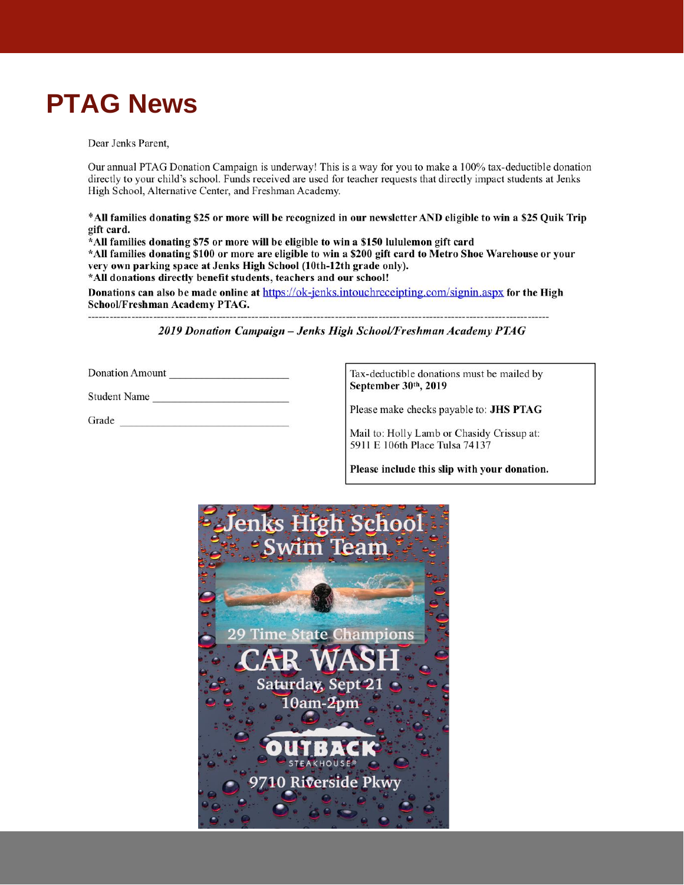# PTAG News

Dear Jenks Parent,

Our annual PTAG Donation Campaign is underway! This is a way for you to make a 100% tax-deductible donation directly to your child's school. Funds received are used for teacher requests that directly impact students at Jenks High School, Alternative Center, and Freshman Academy.

**\*All families donating $25 or more will be recognized in our newsletter AND eligible to win a $25 Quik Trip gift card.**
**\*All families donating $75 or more will be eligible to win a $150 lululemon gift card**
**\*All families donating $100 or more are eligible to win a $200 gift card to Metro Shoe Warehouse or your very own parking space at Jenks High School (10th-12th grade only).**
**\*All donations directly benefit students, teachers and our school!**

**Donations can also be made online at** https://ok-jenks.intouchreceipting.com/signin.aspx **for the High School/Freshman Academy PTAG.**

---

***2019 Donation Campaign – Jenks High School/Freshman Academy PTAG***

Donation Amount ____________________

Student Name ______________________

Grade ____________________________

Tax-deductible donations must be mailed by **September 30th, 2019**

Please make checks payable to: **JHS PTAG**

Mail to: Holly Lamb or Chasidy Crissup at: 5911 E 106th Place Tulsa 74137

**Please include this slip with your donation.**

Jenks High School Swim Team

29 Time State Champions

CAR WASH

Saturday, Sept 21
10am-2pm

OUTBACK STEAKHOUSE

9710 Riverside Pkwy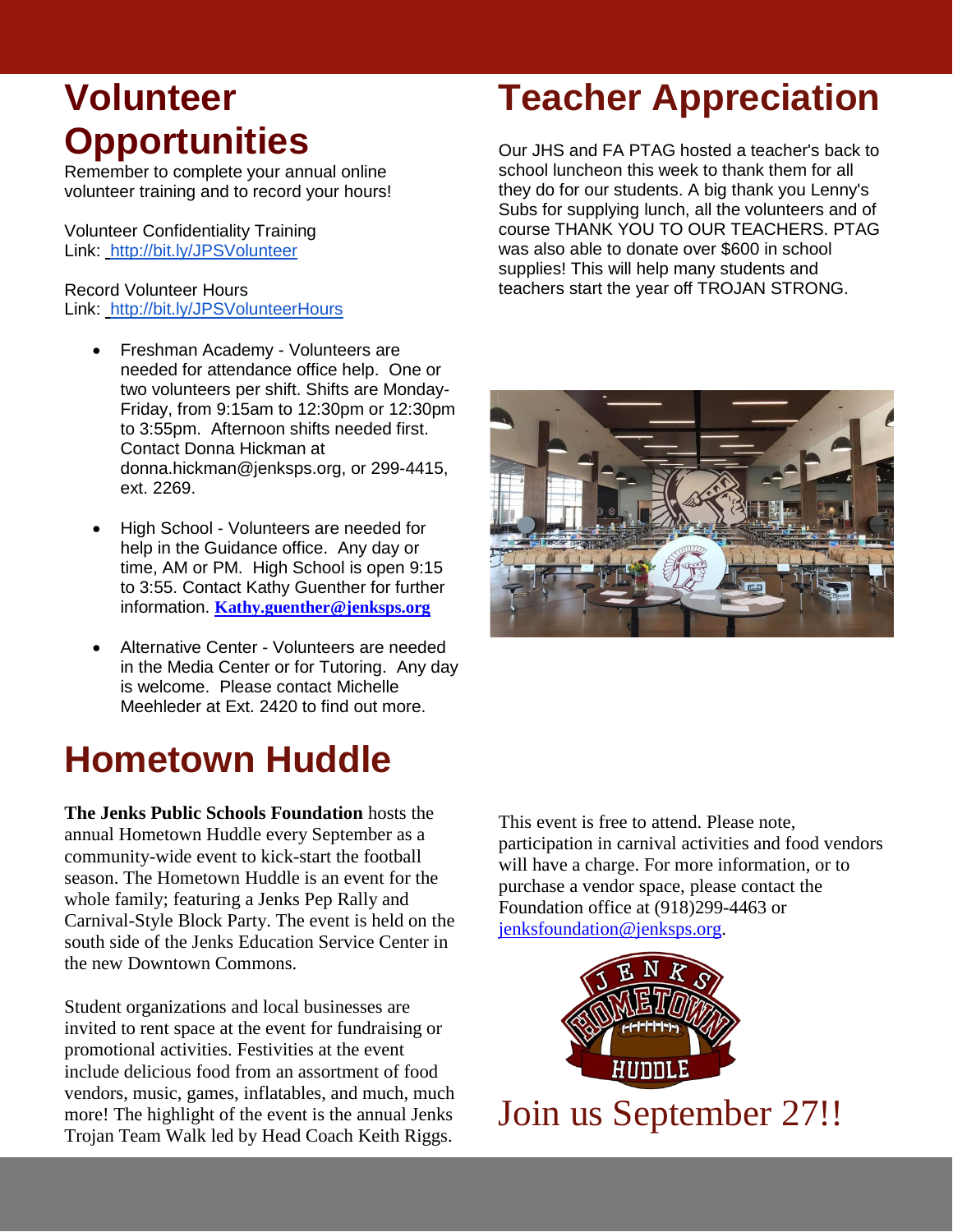# Volunteer Opportunities

Remember to complete your annual online volunteer training and to record your hours!

Volunteer Confidentiality Training
Link: http://bit.ly/JPSVolunteer

Record Volunteer Hours
Link: http://bit.ly/JPSVolunteerHours

- Freshman Academy - Volunteers are needed for attendance office help. One or two volunteers per shift. Shifts are Monday-Friday, from 9:15am to 12:30pm or 12:30pm to 3:55pm. Afternoon shifts needed first. Contact Donna Hickman at donna.hickman@jenksps.org, or 299-4415, ext. 2269.
- High School - Volunteers are needed for help in the Guidance office. Any day or time, AM or PM. High School is open 9:15 to 3:55. Contact Kathy Guenther for further information. **Kathy.guenther@jenksps.org**
- Alternative Center - Volunteers are needed in the Media Center or for Tutoring. Any day is welcome. Please contact Michelle Meehleder at Ext. 2420 to find out more.

# Teacher Appreciation

Our JHS and FA PTAG hosted a teacher's back to school luncheon this week to thank them for all they do for our students. A big thank you Lenny's Subs for supplying lunch, all the volunteers and of course THANK YOU TO OUR TEACHERS. PTAG was also able to donate over $600 in school supplies! This will help many students and teachers start the year off TROJAN STRONG.

# Hometown Huddle

**The Jenks Public Schools Foundation** hosts the annual Hometown Huddle every September as a community-wide event to kick-start the football season. The Hometown Huddle is an event for the whole family; featuring a Jenks Pep Rally and Carnival-Style Block Party. The event is held on the south side of the Jenks Education Service Center in the new Downtown Commons.

Student organizations and local businesses are invited to rent space at the event for fundraising or promotional activities. Festivities at the event include delicious food from an assortment of food vendors, music, games, inflatables, and much, much more! The highlight of the event is the annual Jenks Trojan Team Walk led by Head Coach Keith Riggs.

This event is free to attend. Please note, participation in carnival activities and food vendors will have a charge. For more information, or to purchase a vendor space, please contact the Foundation office at (918)299-4463 or jenksfoundation@jenksps.org.

Join us September 27!!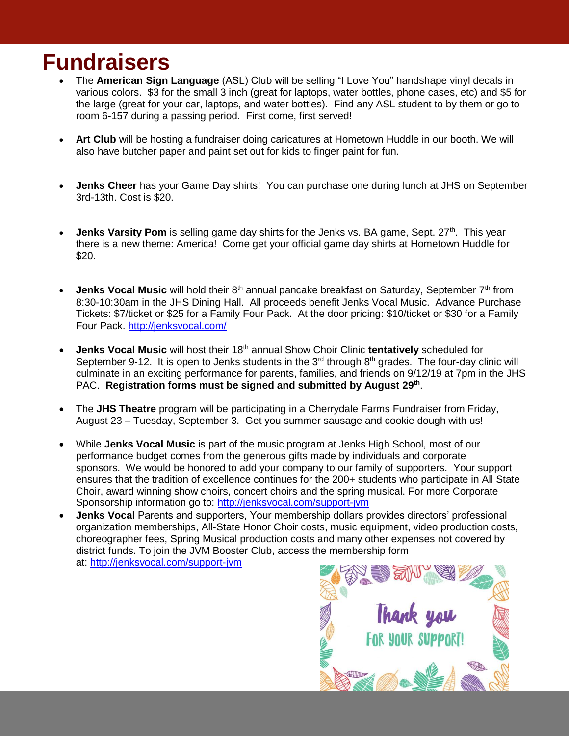# Fundraisers

- The **American Sign Language** (ASL) Club will be selling "I Love You" handshape vinyl decals in various colors. $3 for the small 3 inch (great for laptops, water bottles, phone cases, etc) and $5 for the large (great for your car, laptops, and water bottles). Find any ASL student to by them or go to room 6-157 during a passing period. First come, first served!

- **Art Club** will be hosting a fundraiser doing caricatures at Hometown Huddle in our booth. We will also have butcher paper and paint set out for kids to finger paint for fun.

- **Jenks Cheer** has your Game Day shirts! You can purchase one during lunch at JHS on September 3rd-13th. Cost is $20.

- **Jenks Varsity Pom** is selling game day shirts for the Jenks vs. BA game, Sept. 27th. This year there is a new theme: America! Come get your official game day shirts at Hometown Huddle for $20.

- **Jenks Vocal Music** will hold their 8th annual pancake breakfast on Saturday, September 7th from 8:30-10:30am in the JHS Dining Hall. All proceeds benefit Jenks Vocal Music. Advance Purchase Tickets: $7/ticket or $25 for a Family Four Pack. At the door pricing: $10/ticket or $30 for a Family Four Pack. http://jenksvocal.com/

- **Jenks Vocal Music** will host their 18th annual Show Choir Clinic **tentatively** scheduled for September 9-12. It is open to Jenks students in the 3rd through 8th grades. The four-day clinic will culminate in an exciting performance for parents, families, and friends on 9/12/19 at 7pm in the JHS PAC. **Registration forms must be signed and submitted by August 29th**.

- The **JHS Theatre** program will be participating in a Cherrydale Farms Fundraiser from Friday, August 23 – Tuesday, September 3. Get you summer sausage and cookie dough with us!

- While **Jenks Vocal Music** is part of the music program at Jenks High School, most of our performance budget comes from the generous gifts made by individuals and corporate sponsors. We would be honored to add your company to our family of supporters. Your support ensures that the tradition of excellence continues for the 200+ students who participate in All State Choir, award winning show choirs, concert choirs and the spring musical. For more Corporate Sponsorship information go to: http://jenksvocal.com/support-jvm

- **Jenks Vocal** Parents and supporters, Your membership dollars provides directors' professional organization memberships, All-State Honor Choir costs, music equipment, video production costs, choreographer fees, Spring Musical production costs and many other expenses not covered by district funds. To join the JVM Booster Club, access the membership form at: http://jenksvocal.com/support-jvm

Thank you FOR YOUR SUPPORT!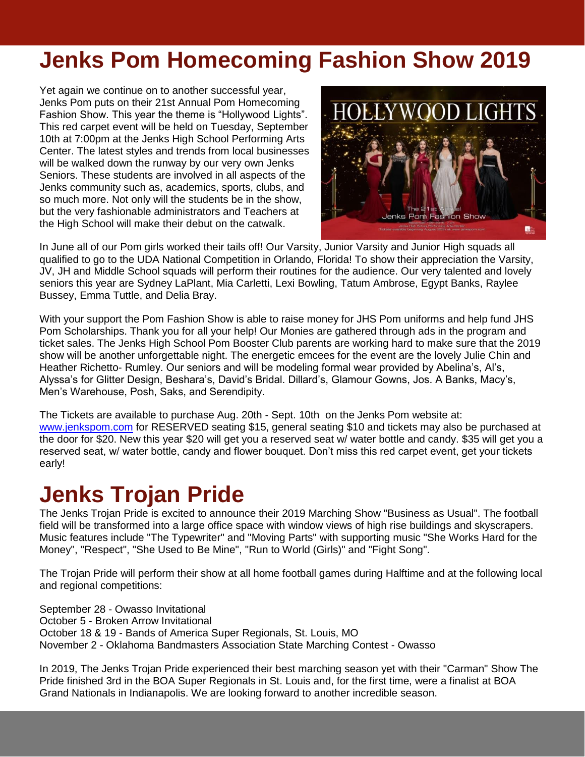# Jenks Pom Homecoming Fashion Show 2019

Yet again we continue on to another successful year, Jenks Pom puts on their 21st Annual Pom Homecoming Fashion Show. This year the theme is "Hollywood Lights". This red carpet event will be held on Tuesday, September 10th at 7:00pm at the Jenks High School Performing Arts Center. The latest styles and trends from local businesses will be walked down the runway by our very own Jenks Seniors. These students are involved in all aspects of the Jenks community such as, academics, sports, clubs, and so much more. Not only will the students be in the show, but the very fashionable administrators and Teachers at the High School will make their debut on the catwalk.

In June all of our Pom girls worked their tails off! Our Varsity, Junior Varsity and Junior High squads all qualified to go to the UDA National Competition in Orlando, Florida! To show their appreciation the Varsity, JV, JH and Middle School squads will perform their routines for the audience. Our very talented and lovely seniors this year are Sydney LaPlant, Mia Carletti, Lexi Bowling, Tatum Ambrose, Egypt Banks, Raylee Bussey, Emma Tuttle, and Delia Bray.

With your support the Pom Fashion Show is able to raise money for JHS Pom uniforms and help fund JHS Pom Scholarships. Thank you for all your help! Our Monies are gathered through ads in the program and ticket sales. The Jenks High School Pom Booster Club parents are working hard to make sure that the 2019 show will be another unforgettable night. The energetic emcees for the event are the lovely Julie Chin and Heather Richetto- Rumley. Our seniors and will be modeling formal wear provided by Abelina's, Al's, Alyssa's for Glitter Design, Beshara's, David's Bridal. Dillard's, Glamour Gowns, Jos. A Banks, Macy's, Men's Warehouse, Posh, Saks, and Serendipity.

The Tickets are available to purchase Aug. 20th - Sept. 10th on the Jenks Pom website at: [www.jenkspom.com](http://www.jenkspom.com) for RESERVED seating $15, general seating $10 and tickets may also be purchased at the door for $20. New this year $20 will get you a reserved seat w/ water bottle and candy. $35 will get you a reserved seat, w/ water bottle, candy and flower bouquet. Don't miss this red carpet event, get your tickets early!

# Jenks Trojan Pride

The Jenks Trojan Pride is excited to announce their 2019 Marching Show "Business as Usual". The football field will be transformed into a large office space with window views of high rise buildings and skyscrapers. Music features include "The Typewriter" and "Moving Parts" with supporting music "She Works Hard for the Money", "Respect", "She Used to Be Mine", "Run to World (Girls)" and "Fight Song".

The Trojan Pride will perform their show at all home football games during Halftime and at the following local and regional competitions:

September 28 - Owasso Invitational
October 5 - Broken Arrow Invitational
October 18 & 19 - Bands of America Super Regionals, St. Louis, MO
November 2 - Oklahoma Bandmasters Association State Marching Contest - Owasso

In 2019, The Jenks Trojan Pride experienced their best marching season yet with their "Carman" Show The Pride finished 3rd in the BOA Super Regionals in St. Louis and, for the first time, were a finalist at BOA Grand Nationals in Indianapolis. We are looking forward to another incredible season.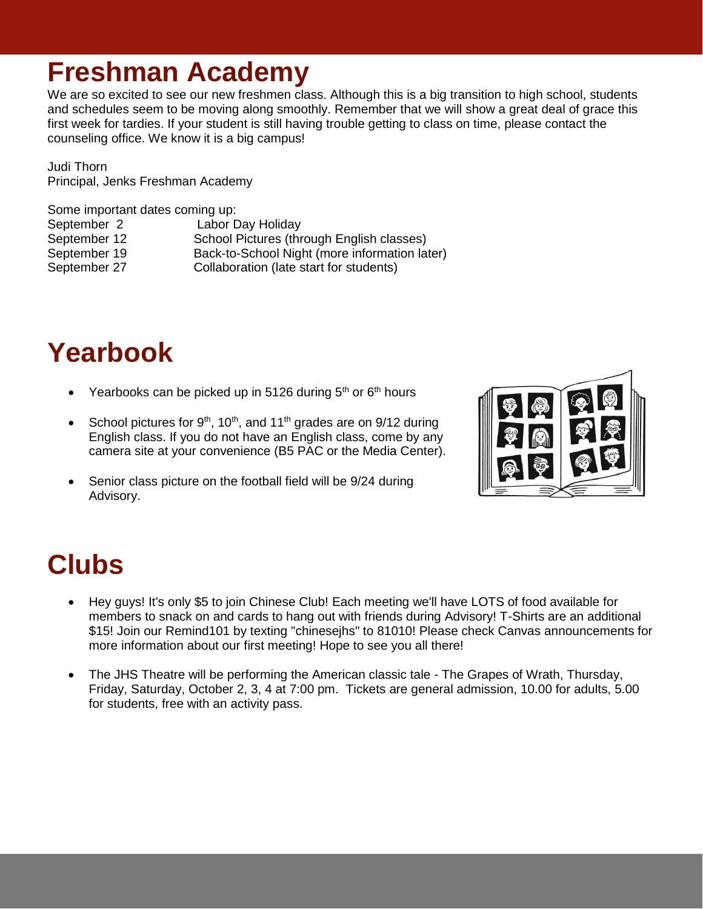# Freshman Academy

We are so excited to see our new freshmen class. Although this is a big transition to high school, students and schedules seem to be moving along smoothly. Remember that we will show a great deal of grace this first week for tardies. If your student is still having trouble getting to class on time, please contact the counseling office. We know it is a big campus!

Judi Thorn
Principal, Jenks Freshman Academy

Some important dates coming up:

| | |
|---|---|
| September 2 | Labor Day Holiday |
| September 12 | School Pictures (through English classes) |
| September 19 | Back-to-School Night (more information later) |
| September 27 | Collaboration (late start for students) |

# Yearbook

- Yearbooks can be picked up in 5126 during 5th or 6th hours
- School pictures for 9th, 10th, and 11th grades are on 9/12 during English class. If you do not have an English class, come by any camera site at your convenience (B5 PAC or the Media Center).
- Senior class picture on the football field will be 9/24 during Advisory.

# Clubs

- Hey guys! It's only $5 to join Chinese Club! Each meeting we'll have LOTS of food available for members to snack on and cards to hang out with friends during Advisory! T-Shirts are an additional $15! Join our Remind101 by texting "chinesejhs" to 81010! Please check Canvas announcements for more information about our first meeting! Hope to see you all there!
- The JHS Theatre will be performing the American classic tale - The Grapes of Wrath, Thursday, Friday, Saturday, October 2, 3, 4 at 7:00 pm. Tickets are general admission, 10.00 for adults, 5.00 for students, free with an activity pass.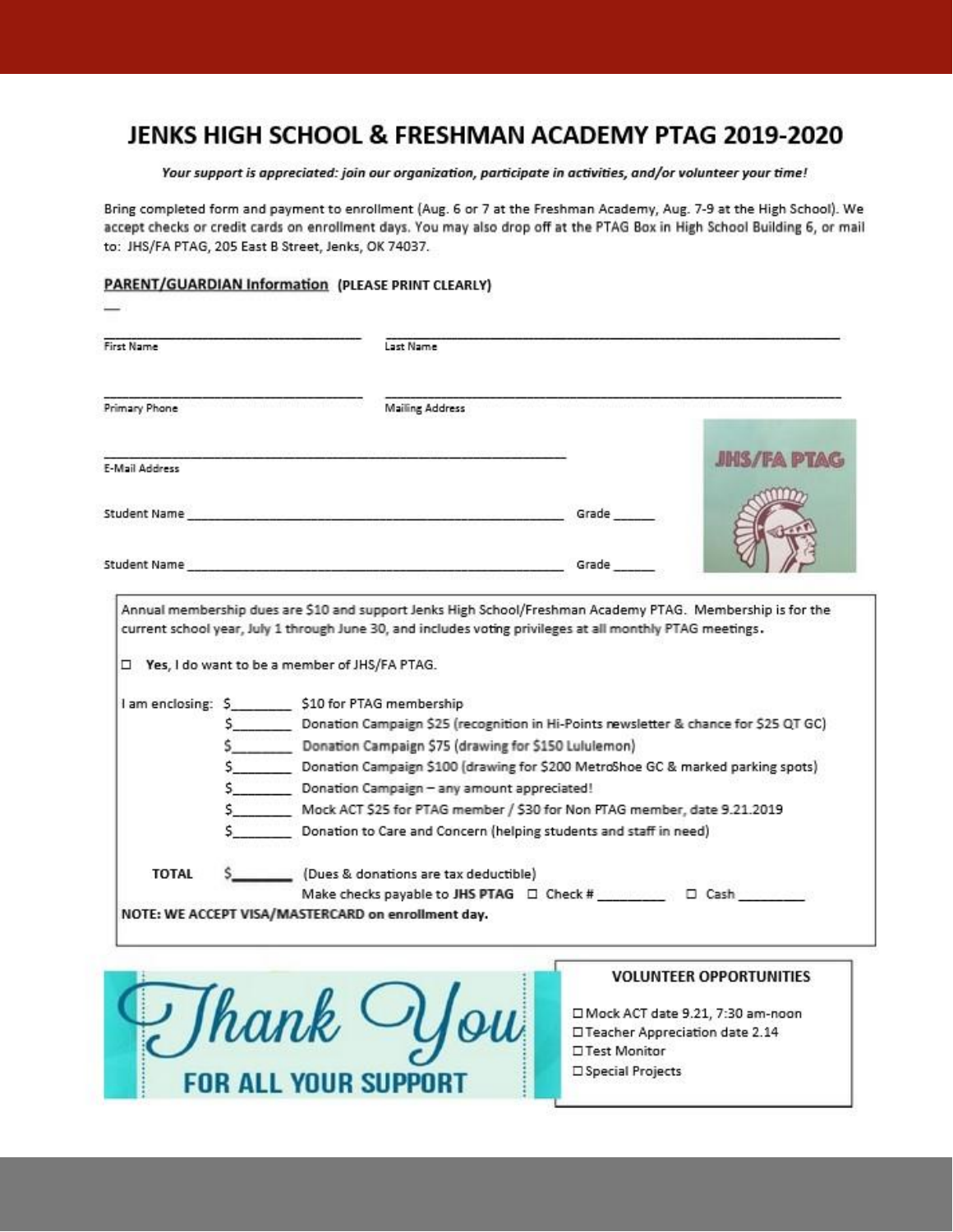# JENKS HIGH SCHOOL & FRESHMAN ACADEMY PTAG 2019-2020

***Your support is appreciated: join our organization, participate in activities, and/or volunteer your time!***

Bring completed form and payment to enrollment (Aug. 6 or 7 at the Freshman Academy, Aug. 7-9 at the High School). We accept checks or credit cards on enrollment days. You may also drop off at the PTAG Box in High School Building 6, or mail to: JHS/FA PTAG, 205 East B Street, Jenks, OK 74037.

## PARENT/GUARDIAN Information (PLEASE PRINT CLEARLY)

First Name ______________________ Last Name ______________________

Primary Phone ______________________ Mailing Address ______________________

E-Mail Address ______________________

Student Name ______________________ Grade ______

Student Name ______________________ Grade ______

JHS/FA PTAG

Annual membership dues are $10 and support Jenks High School/Freshman Academy PTAG. Membership is for the current school year, July 1 through June 30, and includes voting privileges at all monthly PTAG meetings.

☐ **Yes**, I do want to be a member of JHS/FA PTAG.

I am enclosing:
- $________ $10 for PTAG membership
- $________ Donation Campaign $25 (recognition in Hi-Points newsletter & chance for $25 QT GC)
- $________ Donation Campaign $75 (drawing for $150 Lululemon)
- $________ Donation Campaign $100 (drawing for $200 MetroShoe GC & marked parking spots)
- $________ Donation Campaign – any amount appreciated!
- $________ Mock ACT $25 for PTAG member / $30 for Non PTAG member, date 9.21.2019
- $________ Donation to Care and Concern (helping students and staff in need)

**TOTAL** $________ (Dues & donations are tax deductible)

Make checks payable to **JHS PTAG** ☐ Check # ________ ☐ Cash ________

**NOTE: WE ACCEPT VISA/MASTERCARD on enrollment day.**

Thank You FOR ALL YOUR SUPPORT

### VOLUNTEER OPPORTUNITIES

- ☐ Mock ACT date 9.21, 7:30 am-noon
- ☐ Teacher Appreciation date 2.14
- ☐ Test Monitor
- ☐ Special Projects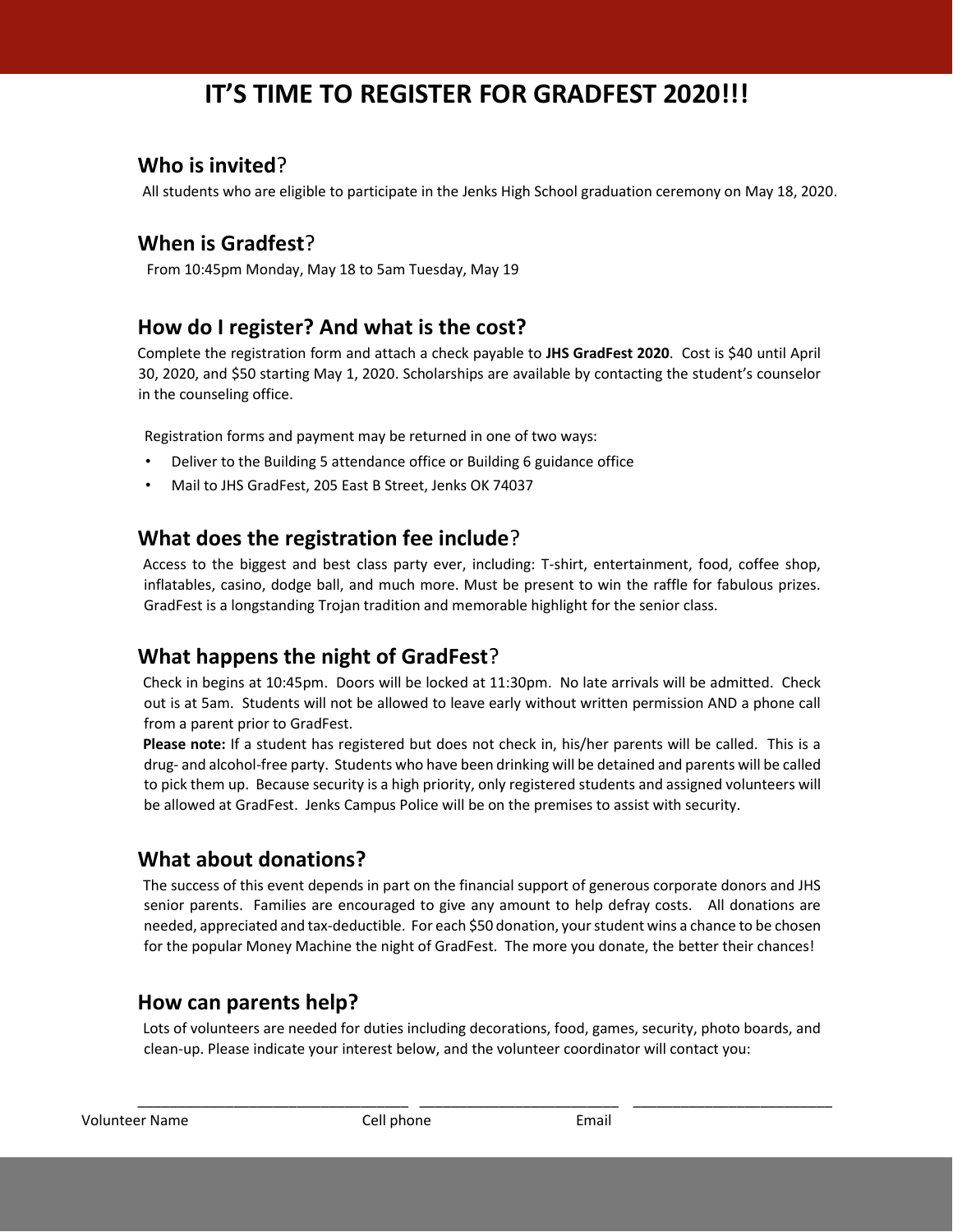# IT'S TIME TO REGISTER FOR GRADFEST 2020!!!

## Who is invited?

All students who are eligible to participate in the Jenks High School graduation ceremony on May 18, 2020.

## When is Gradfest?

From 10:45pm Monday, May 18 to 5am Tuesday, May 19

## How do I register? And what is the cost?

Complete the registration form and attach a check payable to **JHS GradFest 2020**. Cost is $40 until April 30, 2020, and $50 starting May 1, 2020. Scholarships are available by contacting the student's counselor in the counseling office.

Registration forms and payment may be returned in one of two ways:

- Deliver to the Building 5 attendance office or Building 6 guidance office
- Mail to JHS GradFest, 205 East B Street, Jenks OK 74037

## What does the registration fee include?

Access to the biggest and best class party ever, including: T-shirt, entertainment, food, coffee shop, inflatables, casino, dodge ball, and much more. Must be present to win the raffle for fabulous prizes. GradFest is a longstanding Trojan tradition and memorable highlight for the senior class.

## What happens the night of GradFest?

Check in begins at 10:45pm. Doors will be locked at 11:30pm. No late arrivals will be admitted. Check out is at 5am. Students will not be allowed to leave early without written permission AND a phone call from a parent prior to GradFest.

**Please note:** If a student has registered but does not check in, his/her parents will be called. This is a drug- and alcohol-free party. Students who have been drinking will be detained and parents will be called to pick them up. Because security is a high priority, only registered students and assigned volunteers will be allowed at GradFest. Jenks Campus Police will be on the premises to assist with security.

## What about donations?

The success of this event depends in part on the financial support of generous corporate donors and JHS senior parents. Families are encouraged to give any amount to help defray costs. All donations are needed, appreciated and tax-deductible. For each $50 donation, your student wins a chance to be chosen for the popular Money Machine the night of GradFest. The more you donate, the better their chances!

## How can parents help?

Lots of volunteers are needed for duties including decorations, food, games, security, photo boards, and clean-up. Please indicate your interest below, and the volunteer coordinator will contact you:

Volunteer Name \_\_\_\_\_\_\_\_\_\_\_\_\_\_\_\_\_\_\_\_\_\_\_\_\_\_\_\_ Cell phone \_\_\_\_\_\_\_\_\_\_\_\_\_\_\_\_\_\_\_\_\_\_ Email \_\_\_\_\_\_\_\_\_\_\_\_\_\_\_\_\_\_\_\_\_\_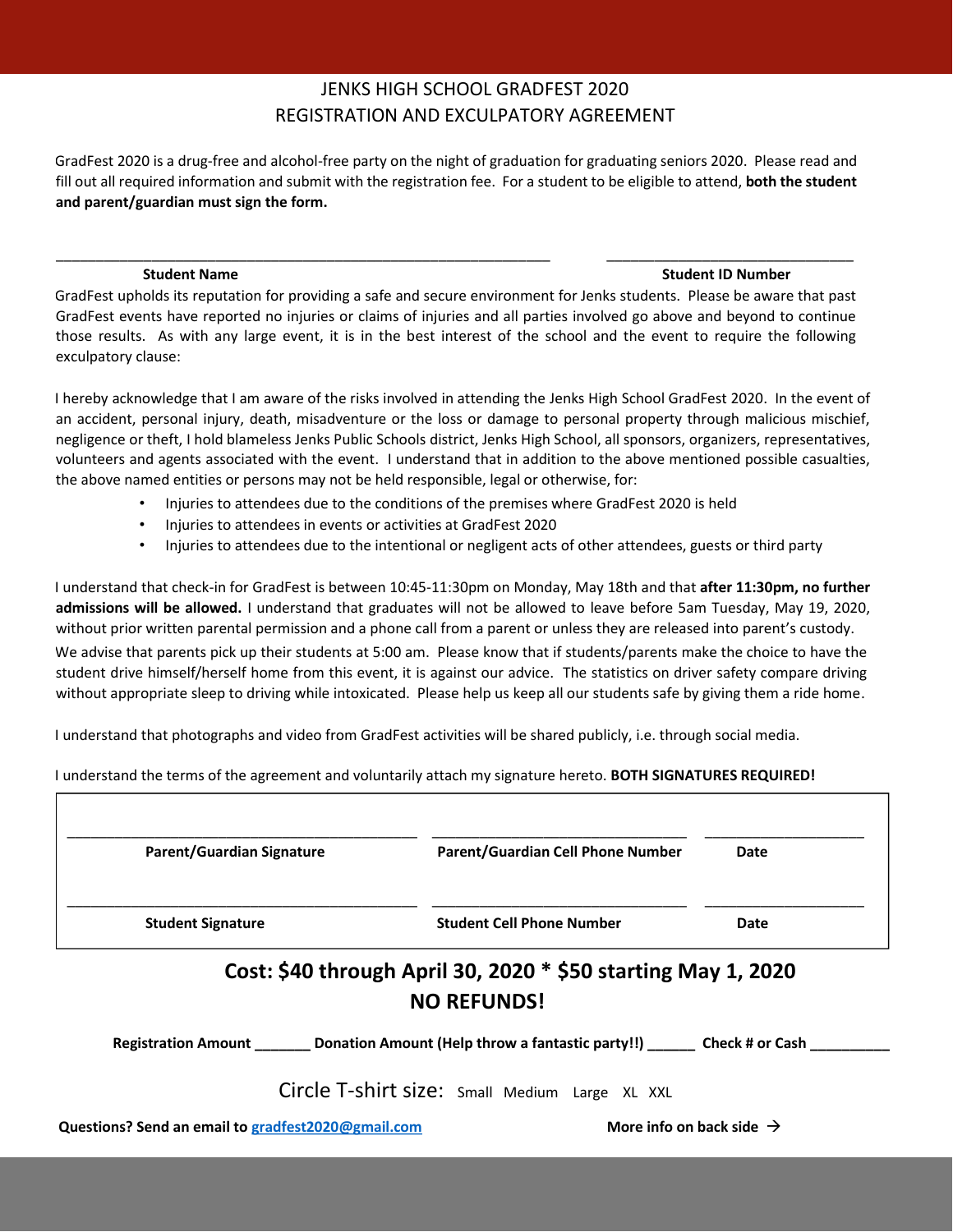# JENKS HIGH SCHOOL GRADFEST 2020
## REGISTRATION AND EXCULPATORY AGREEMENT

GradFest 2020 is a drug-free and alcohol-free party on the night of graduation for graduating seniors 2020. Please read and fill out all required information and submit with the registration fee. For a student to be eligible to attend, **both the student and parent/guardian must sign the form.**

_______________________________________________ ______________________

**Student Name** **Student ID Number**

GradFest upholds its reputation for providing a safe and secure environment for Jenks students. Please be aware that past GradFest events have reported no injuries or claims of injuries and all parties involved go above and beyond to continue those results. As with any large event, it is in the best interest of the school and the event to require the following exculpatory clause:

I hereby acknowledge that I am aware of the risks involved in attending the Jenks High School GradFest 2020. In the event of an accident, personal injury, death, misadventure or the loss or damage to personal property through malicious mischief, negligence or theft, I hold blameless Jenks Public Schools district, Jenks High School, all sponsors, organizers, representatives, volunteers and agents associated with the event. I understand that in addition to the above mentioned possible casualties, the above named entities or persons may not be held responsible, legal or otherwise, for:

- Injuries to attendees due to the conditions of the premises where GradFest 2020 is held
- Injuries to attendees in events or activities at GradFest 2020
- Injuries to attendees due to the intentional or negligent acts of other attendees, guests or third party

I understand that check-in for GradFest is between 10:45-11:30pm on Monday, May 18th and that **after 11:30pm, no further admissions will be allowed.** I understand that graduates will not be allowed to leave before 5am Tuesday, May 19, 2020, without prior written parental permission and a phone call from a parent or unless they are released into parent's custody. We advise that parents pick up their students at 5:00 am. Please know that if students/parents make the choice to have the student drive himself/herself home from this event, it is against our advice. The statistics on driver safety compare driving without appropriate sleep to driving while intoxicated. Please help us keep all our students safe by giving them a ride home.

I understand that photographs and video from GradFest activities will be shared publicly, i.e. through social media.

I understand the terms of the agreement and voluntarily attach my signature hereto. **BOTH SIGNATURES REQUIRED!**

| | | |
|---|---|---|
| ______________________ | ______________________ | ______________ |
| **Parent/Guardian Signature** | **Parent/Guardian Cell Phone Number** | **Date** |
| ______________________ | ______________________ | ______________ |
| **Student Signature** | **Student Cell Phone Number** | **Date** |

## Cost: $40 through April 30, 2020 * $50 starting May 1, 2020
## NO REFUNDS!

**Registration Amount _______ Donation Amount (Help throw a fantastic party!!) ______ Check # or Cash __________**

Circle T-shirt size: Small Medium Large XL XXL

**Questions? Send an email to [gradfest2020@gmail.com](mailto:gradfest2020@gmail.com)** **More info on back side →**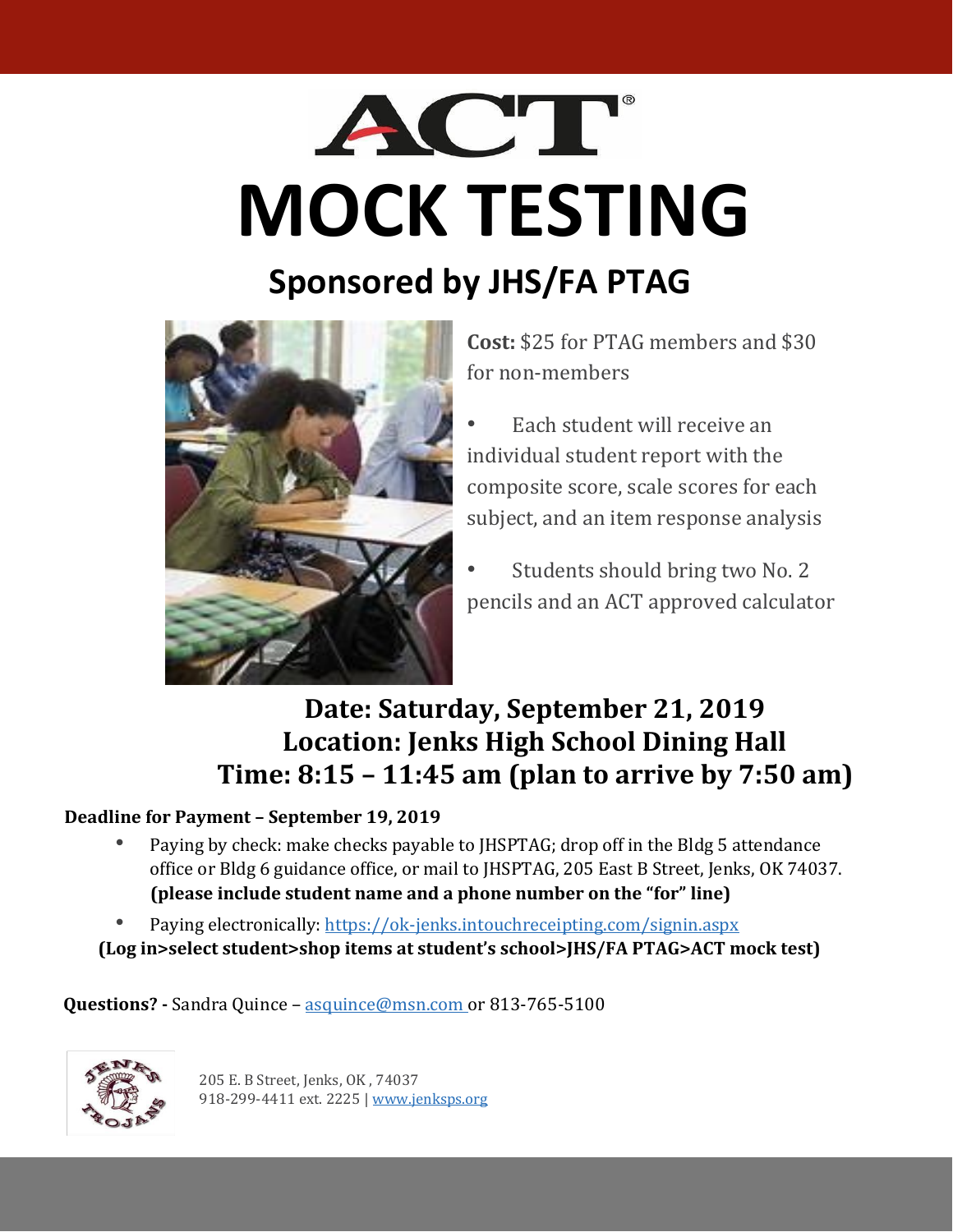# ACT®
# MOCK TESTING

## Sponsored by JHS/FA PTAG

**Cost:** $25 for PTAG members and $30 for non-members

- Each student will receive an individual student report with the composite score, scale scores for each subject, and an item response analysis
- Students should bring two No. 2 pencils and an ACT approved calculator

### Date: Saturday, September 21, 2019
### Location: Jenks High School Dining Hall
### Time: 8:15 – 11:45 am (plan to arrive by 7:50 am)

**Deadline for Payment – September 19, 2019**

- Paying by check: make checks payable to JHSPTAG; drop off in the Bldg 5 attendance office or Bldg 6 guidance office, or mail to JHSPTAG, 205 East B Street, Jenks, OK 74037. **(please include student name and a phone number on the "for" line)**
- Paying electronically: https://ok-jenks.intouchreceipting.com/signin.aspx

**(Log in>select student>shop items at student's school>JHS/FA PTAG>ACT mock test)**

**Questions? -** Sandra Quince – asquince@msn.com or 813-765-5100

205 E. B Street, Jenks, OK , 74037
918-299-4411 ext. 2225 | www.jenksps.org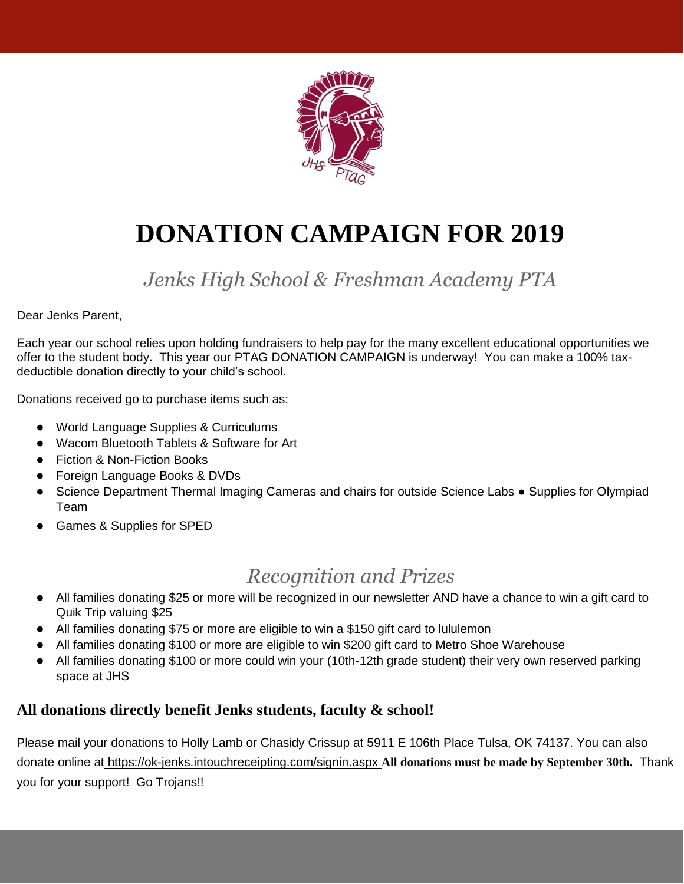# DONATION CAMPAIGN FOR 2019

## *Jenks High School & Freshman Academy PTA*

Dear Jenks Parent,

Each year our school relies upon holding fundraisers to help pay for the many excellent educational opportunities we offer to the student body. This year our PTAG DONATION CAMPAIGN is underway! You can make a 100% tax-deductible donation directly to your child's school.

Donations received go to purchase items such as:

- World Language Supplies & Curriculums
- Wacom Bluetooth Tablets & Software for Art
- Fiction & Non-Fiction Books
- Foreign Language Books & DVDs
- Science Department Thermal Imaging Cameras and chairs for outside Science Labs ● Supplies for Olympiad Team
- Games & Supplies for SPED

## *Recognition and Prizes*

- All families donating $25 or more will be recognized in our newsletter AND have a chance to win a gift card to Quik Trip valuing $25
- All families donating $75 or more are eligible to win a $150 gift card to lululemon
- All families donating $100 or more are eligible to win $200 gift card to Metro Shoe Warehouse
- All families donating $100 or more could win your (10th-12th grade student) their very own reserved parking space at JHS

### All donations directly benefit Jenks students, faculty & school!

Please mail your donations to Holly Lamb or Chasidy Crissup at 5911 E 106th Place Tulsa, OK 74137. You can also donate online at https://ok-jenks.intouchreceipting.com/signin.aspx **All donations must be made by September 30th.** Thank you for your support! Go Trojans!!